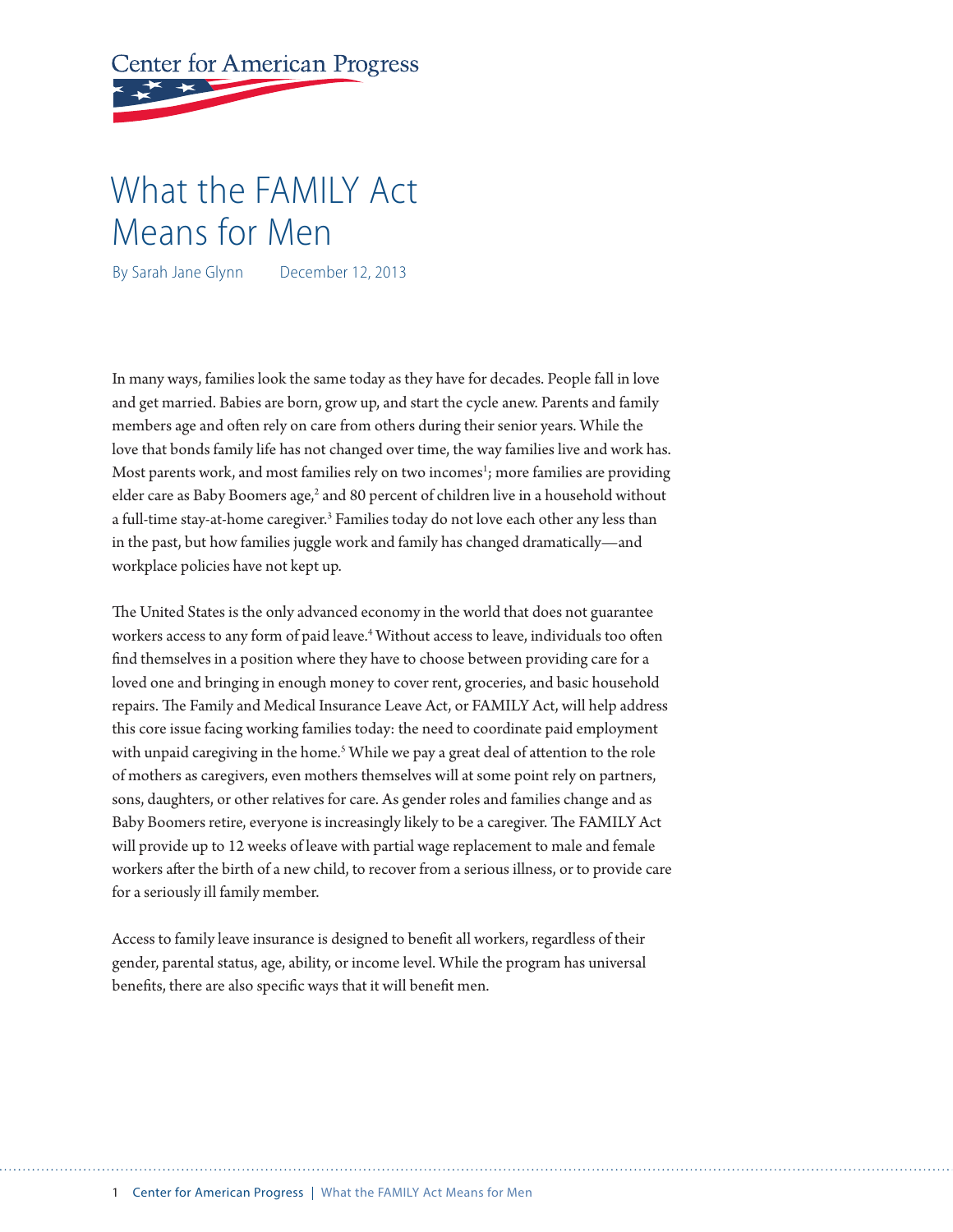Center for American Progress

# What the FAMILY Act Means for Men

By Sarah Jane Glynn December 12, 2013

In many ways, families look the same today as they have for decades. People fall in love and get married. Babies are born, grow up, and start the cycle anew. Parents and family members age and often rely on care from others during their senior years. While the love that bonds family life has not changed over time, the way families live and work has. Most parents work, and most families rely on two incomes[1]; more families are providing elder care as Baby Boomers age,[2] and 80 percent of children live in a household without a full-time stay-at-home caregiver.[3] Families today do not love each other any less than in the past, but how families juggle work and family has changed dramatically—and workplace policies have not kept up.

The United States is the only advanced economy in the world that does not guarantee workers access to any form of paid leave.[4] Without access to leave, individuals too often find themselves in a position where they have to choose between providing care for a loved one and bringing in enough money to cover rent, groceries, and basic household repairs. The Family and Medical Insurance Leave Act, or FAMILY Act, will help address this core issue facing working families today: the need to coordinate paid employment with unpaid caregiving in the home.[5] While we pay a great deal of attention to the role of mothers as caregivers, even mothers themselves will at some point rely on partners, sons, daughters, or other relatives for care. As gender roles and families change and as Baby Boomers retire, everyone is increasingly likely to be a caregiver. The FAMILY Act will provide up to 12 weeks of leave with partial wage replacement to male and female workers after the birth of a new child, to recover from a serious illness, or to provide care for a seriously ill family member.

Access to family leave insurance is designed to benefit all workers, regardless of their gender, parental status, age, ability, or income level. While the program has universal benefits, there are also specific ways that it will benefit men.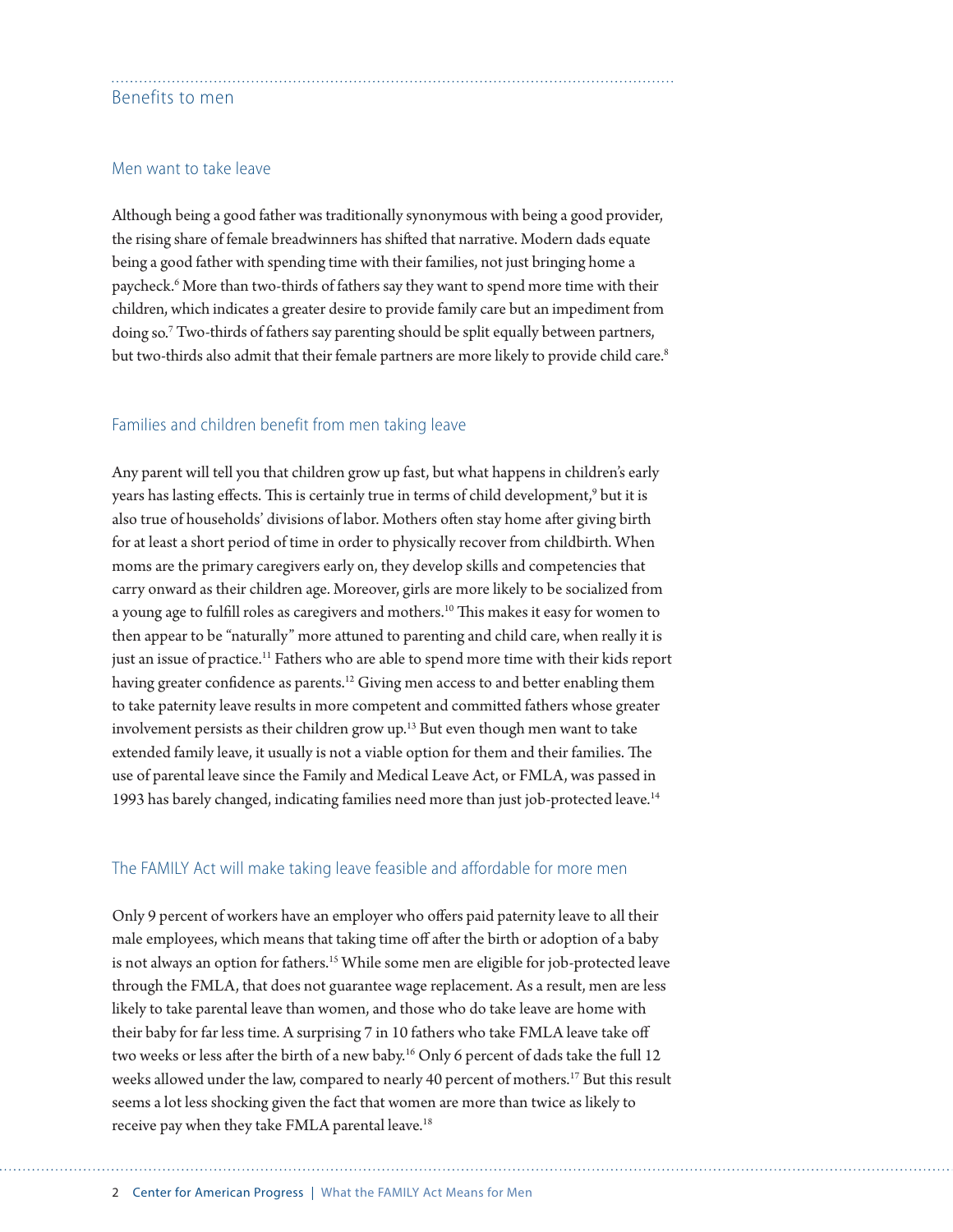## Benefits to men

### Men want to take leave

Although being a good father was traditionally synonymous with being a good provider, the rising share of female breadwinners has shifted that narrative. Modern dads equate being a good father with spending time with their families, not just bringing home a paycheck.[6] More than two-thirds of fathers say they want to spend more time with their children, which indicates a greater desire to provide family care but an impediment from doing so.[7] Two-thirds of fathers say parenting should be split equally between partners, but two-thirds also admit that their female partners are more likely to provide child care.[8]

### Families and children benefit from men taking leave

Any parent will tell you that children grow up fast, but what happens in children's early years has lasting effects. This is certainly true in terms of child development,[9] but it is also true of households' divisions of labor. Mothers often stay home after giving birth for at least a short period of time in order to physically recover from childbirth. When moms are the primary caregivers early on, they develop skills and competencies that carry onward as their children age. Moreover, girls are more likely to be socialized from a young age to fulfill roles as caregivers and mothers.[10] This makes it easy for women to then appear to be "naturally" more attuned to parenting and child care, when really it is just an issue of practice.[11] Fathers who are able to spend more time with their kids report having greater confidence as parents.[12] Giving men access to and better enabling them to take paternity leave results in more competent and committed fathers whose greater involvement persists as their children grow up.[13] But even though men want to take extended family leave, it usually is not a viable option for them and their families. The use of parental leave since the Family and Medical Leave Act, or FMLA, was passed in 1993 has barely changed, indicating families need more than just job-protected leave.[14]

### The FAMILY Act will make taking leave feasible and affordable for more men

Only 9 percent of workers have an employer who offers paid paternity leave to all their male employees, which means that taking time off after the birth or adoption of a baby is not always an option for fathers.[15] While some men are eligible for job-protected leave through the FMLA, that does not guarantee wage replacement. As a result, men are less likely to take parental leave than women, and those who do take leave are home with their baby for far less time. A surprising 7 in 10 fathers who take FMLA leave take off two weeks or less after the birth of a new baby.[16] Only 6 percent of dads take the full 12 weeks allowed under the law, compared to nearly 40 percent of mothers.[17] But this result seems a lot less shocking given the fact that women are more than twice as likely to receive pay when they take FMLA parental leave.[18]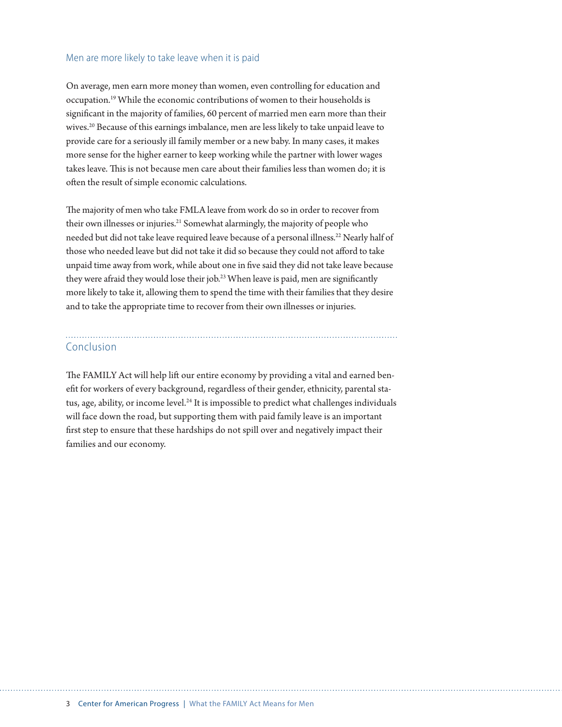## Men are more likely to take leave when it is paid

On average, men earn more money than women, even controlling for education and occupation.[19] While the economic contributions of women to their households is significant in the majority of families, 60 percent of married men earn more than their wives.[20] Because of this earnings imbalance, men are less likely to take unpaid leave to provide care for a seriously ill family member or a new baby. In many cases, it makes more sense for the higher earner to keep working while the partner with lower wages takes leave. This is not because men care about their families less than women do; it is often the result of simple economic calculations.

The majority of men who take FMLA leave from work do so in order to recover from their own illnesses or injuries.[21] Somewhat alarmingly, the majority of people who needed but did not take leave required leave because of a personal illness.[22] Nearly half of those who needed leave but did not take it did so because they could not afford to take unpaid time away from work, while about one in five said they did not take leave because they were afraid they would lose their job.[23] When leave is paid, men are significantly more likely to take it, allowing them to spend the time with their families that they desire and to take the appropriate time to recover from their own illnesses or injuries.

## Conclusion

The FAMILY Act will help lift our entire economy by providing a vital and earned benefit for workers of every background, regardless of their gender, ethnicity, parental status, age, ability, or income level.[24] It is impossible to predict what challenges individuals will face down the road, but supporting them with paid family leave is an important first step to ensure that these hardships do not spill over and negatively impact their families and our economy.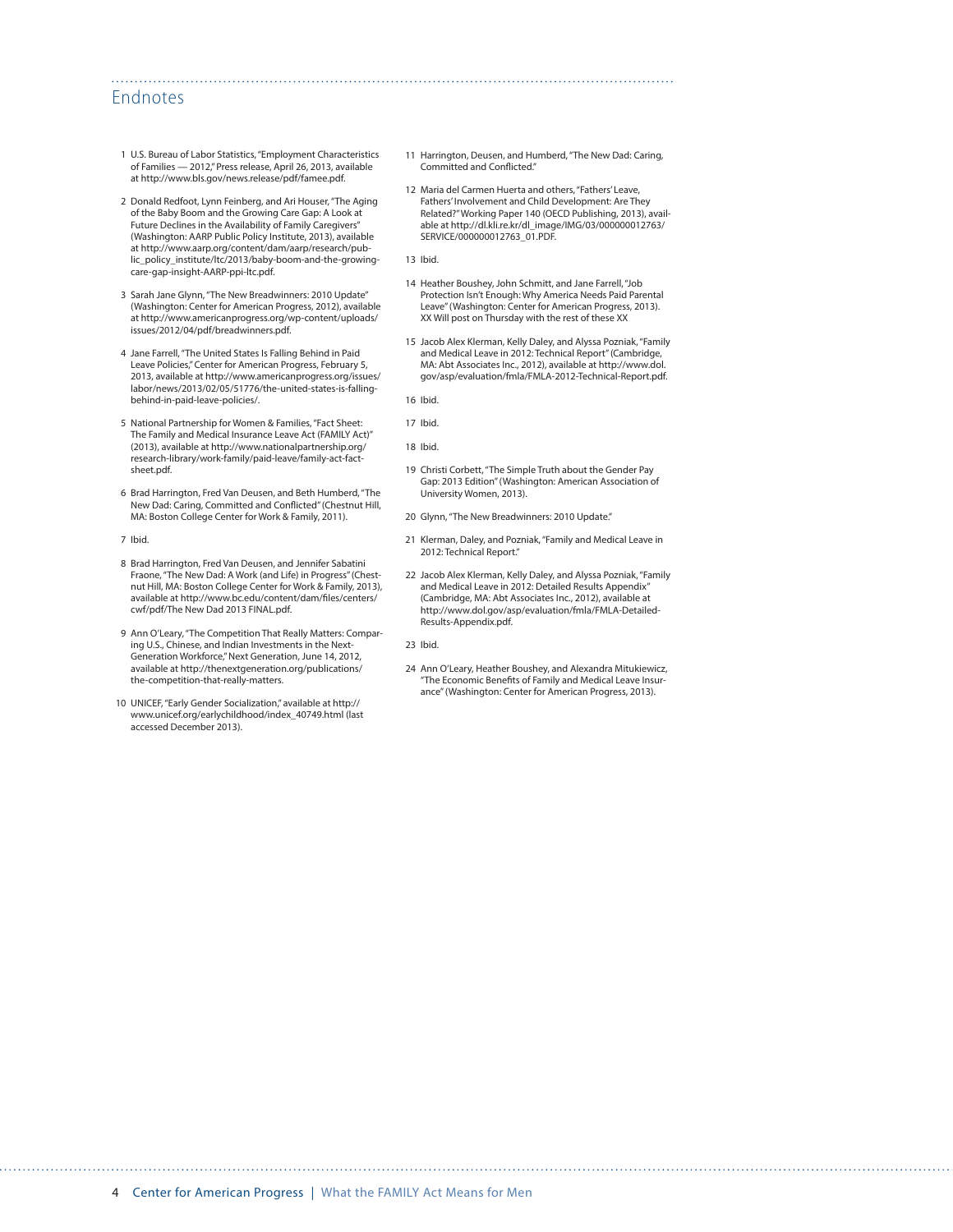## Endnotes

1 U.S. Bureau of Labor Statistics, "Employment Characteristics of Families — 2012," Press release, April 26, 2013, available at http://www.bls.gov/news.release/pdf/famee.pdf.

2 Donald Redfoot, Lynn Feinberg, and Ari Houser, "The Aging of the Baby Boom and the Growing Care Gap: A Look at Future Declines in the Availability of Family Caregivers" (Washington: AARP Public Policy Institute, 2013), available at http://www.aarp.org/content/dam/aarp/research/public_policy_institute/ltc/2013/baby-boom-and-the-growing-care-gap-insight-AARP-ppi-ltc.pdf.

3 Sarah Jane Glynn, "The New Breadwinners: 2010 Update" (Washington: Center for American Progress, 2012), available at http://www.americanprogress.org/wp-content/uploads/issues/2012/04/pdf/breadwinners.pdf.

4 Jane Farrell, "The United States Is Falling Behind in Paid Leave Policies," Center for American Progress, February 5, 2013, available at http://www.americanprogress.org/issues/labor/news/2013/02/05/51776/the-united-states-is-falling-behind-in-paid-leave-policies/.

5 National Partnership for Women & Families, "Fact Sheet: The Family and Medical Insurance Leave Act (FAMILY Act)" (2013), available at http://www.nationalpartnership.org/research-library/work-family/paid-leave/family-act-fact-sheet.pdf.

6 Brad Harrington, Fred Van Deusen, and Beth Humberd, "The New Dad: Caring, Committed and Conflicted" (Chestnut Hill, MA: Boston College Center for Work & Family, 2011).

7 Ibid.

8 Brad Harrington, Fred Van Deusen, and Jennifer Sabatini Fraone, "The New Dad: A Work (and Life) in Progress" (Chestnut Hill, MA: Boston College Center for Work & Family, 2013), available at http://www.bc.edu/content/dam/files/centers/cwf/pdf/The New Dad 2013 FINAL.pdf.

9 Ann O'Leary, "The Competition That Really Matters: Comparing U.S., Chinese, and Indian Investments in the Next-Generation Workforce," Next Generation, June 14, 2012, available at http://thenextgeneration.org/publications/the-competition-that-really-matters.

10 UNICEF, "Early Gender Socialization," available at http://www.unicef.org/earlychildhood/index_40749.html (last accessed December 2013).

11 Harrington, Deusen, and Humberd, "The New Dad: Caring, Committed and Conflicted."

12 Maria del Carmen Huerta and others, "Fathers' Leave, Fathers' Involvement and Child Development: Are They Related?" Working Paper 140 (OECD Publishing, 2013), available at http://dl.kli.re.kr/dl_image/IMG/03/000000012763/SERVICE/000000012763_01.PDF.

13 Ibid.

14 Heather Boushey, John Schmitt, and Jane Farrell, "Job Protection Isn't Enough: Why America Needs Paid Parental Leave" (Washington: Center for American Progress, 2013). XX Will post on Thursday with the rest of these XX

15 Jacob Alex Klerman, Kelly Daley, and Alyssa Pozniak, "Family and Medical Leave in 2012: Technical Report" (Cambridge, MA: Abt Associates Inc., 2012), available at http://www.dol.gov/asp/evaluation/fmla/FMLA-2012-Technical-Report.pdf.

16 Ibid.

17 Ibid.

18 Ibid.

19 Christi Corbett, "The Simple Truth about the Gender Pay Gap: 2013 Edition" (Washington: American Association of University Women, 2013).

20 Glynn, "The New Breadwinners: 2010 Update."

21 Klerman, Daley, and Pozniak, "Family and Medical Leave in 2012: Technical Report."

22 Jacob Alex Klerman, Kelly Daley, and Alyssa Pozniak, "Family and Medical Leave in 2012: Detailed Results Appendix" (Cambridge, MA: Abt Associates Inc., 2012), available at http://www.dol.gov/asp/evaluation/fmla/FMLA-Detailed-Results-Appendix.pdf.

23 Ibid.

24 Ann O'Leary, Heather Boushey, and Alexandra Mitukiewicz, "The Economic Benefits of Family and Medical Leave Insurance" (Washington: Center for American Progress, 2013).